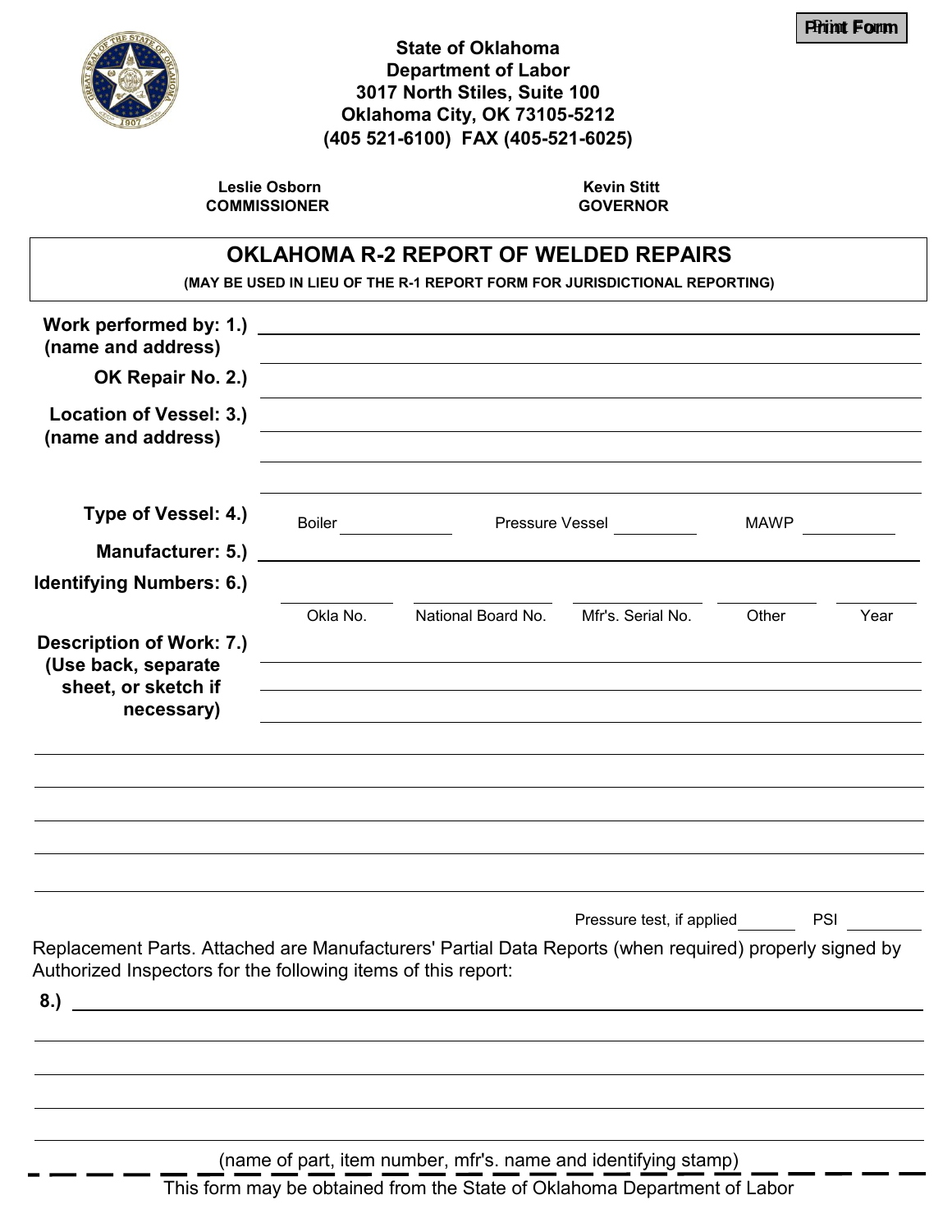Print Form

**State of Oklahoma**
**Department of Labor**
**3017 North Stiles, Suite 100**
**Oklahoma City, OK 73105-5212**
**(405 521-6100) FAX (405-521-6025)**

**Leslie Osborn**
**COMMISSIONER**

**Kevin Stitt**
**GOVERNOR**

# OKLAHOMA R-2 REPORT OF WELDED REPAIRS

**(MAY BE USED IN LIEU OF THE R-1 REPORT FORM FOR JURISDICTIONAL REPORTING)**

**Work performed by: 1.)**
**(name and address)** ______________________________

**OK Repair No. 2.)** ______________________________

**Location of Vessel: 3.)**
**(name and address)** ______________________________

**Type of Vessel: 4.)** Boiler ________ Pressure Vessel ________ MAWP ________

**Manufacturer: 5.)** ______________________________

**Identifying Numbers: 6.)**

| Okla No. | National Board No. | Mfr's. Serial No. | Other | Year |
|---|---|---|---|---|
| | | | | |

**Description of Work: 7.)**
**(Use back, separate sheet, or sketch if necessary)** ______________________________

Pressure test, if applied ________ PSI ________

Replacement Parts. Attached are Manufacturers' Partial Data Reports (when required) properly signed by Authorized Inspectors for the following items of this report:

**8.)** ______________________________

(name of part, item number, mfr's. name and identifying stamp)

This form may be obtained from the State of Oklahoma Department of Labor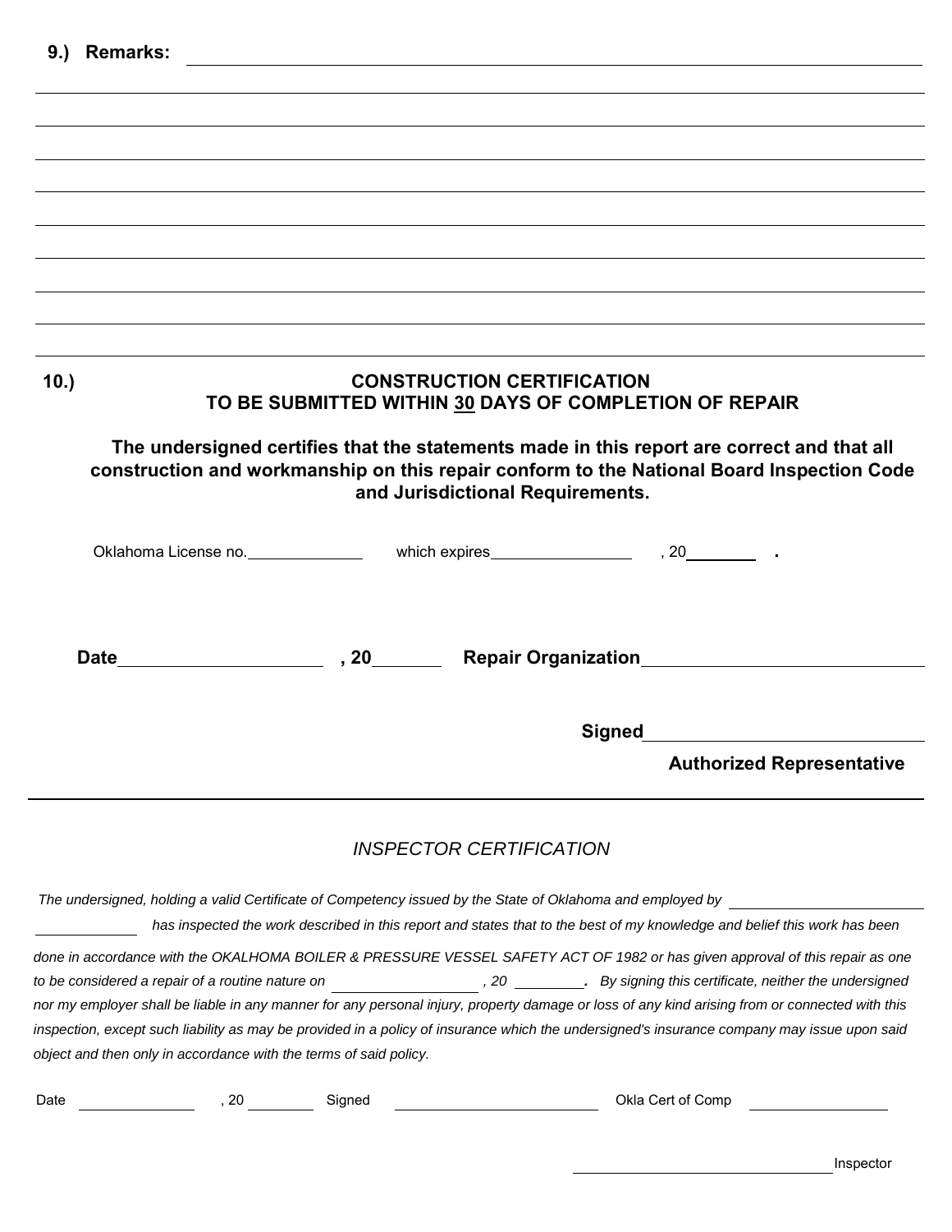**9.) Remarks:** ______________________________________________

______________________________________________

______________________________________________

______________________________________________

______________________________________________

______________________________________________

______________________________________________

______________________________________________

______________________________________________

**10.)**

**CONSTRUCTION CERTIFICATION**
**TO BE SUBMITTED WITHIN 30 DAYS OF COMPLETION OF REPAIR**

**The undersigned certifies that the statements made in this report are correct and that all construction and workmanship on this repair conform to the National Board Inspection Code and Jurisdictional Requirements.**

Oklahoma License no. ____________ which expires ______________ , 20________ .

**Date** __________________ **, 20** ______ **Repair Organization** ________________________

**Signed** ________________________

**Authorized Representative**

---

*INSPECTOR CERTIFICATION*

*The undersigned, holding a valid Certificate of Competency issued by the State of Oklahoma and employed by* ____________________ ____________ *has inspected the work described in this report and states that to the best of my knowledge and belief this work has been done in accordance with the OKALHOMA BOILER & PRESSURE VESSEL SAFETY ACT OF 1982 or has given approval of this repair as one to be considered a repair of a routine nature on* ______________ *, 20* ________. *By signing this certificate, neither the undersigned nor my employer shall be liable in any manner for any personal injury, property damage or loss of any kind arising from or connected with this inspection, except such liability as may be provided in a policy of insurance which the undersigned's insurance company may issue upon said object and then only in accordance with the terms of said policy.*

Date ____________ , 20 ________ Signed ____________________ Okla Cert of Comp ______________

____________________________ Inspector